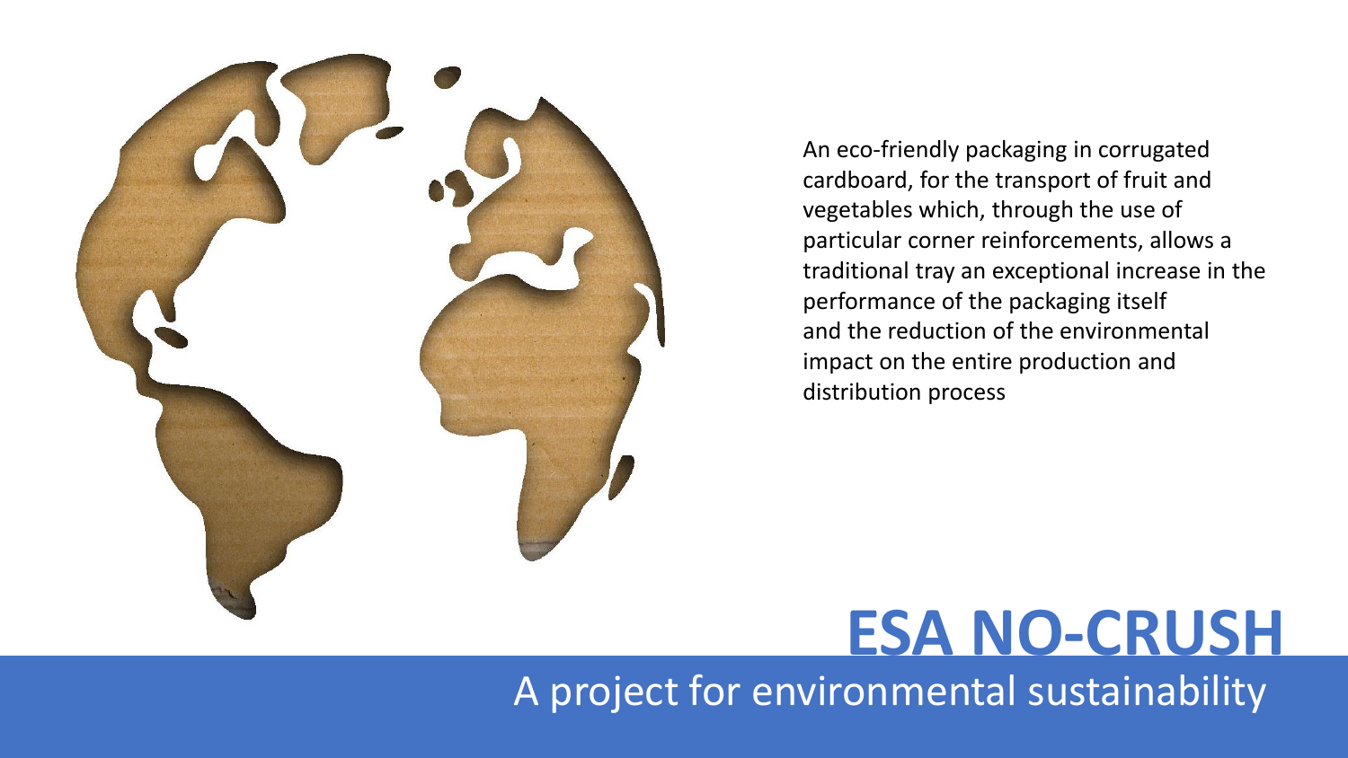An eco-friendly packaging in corrugated cardboard, for the transport of fruit and vegetables which, through the use of particular corner reinforcements, allows a traditional tray an exceptional increase in the performance of the packaging itself and the reduction of the environmental impact on the entire production and distribution process

# ESA NO-CRUSH

## A project for environmental sustainability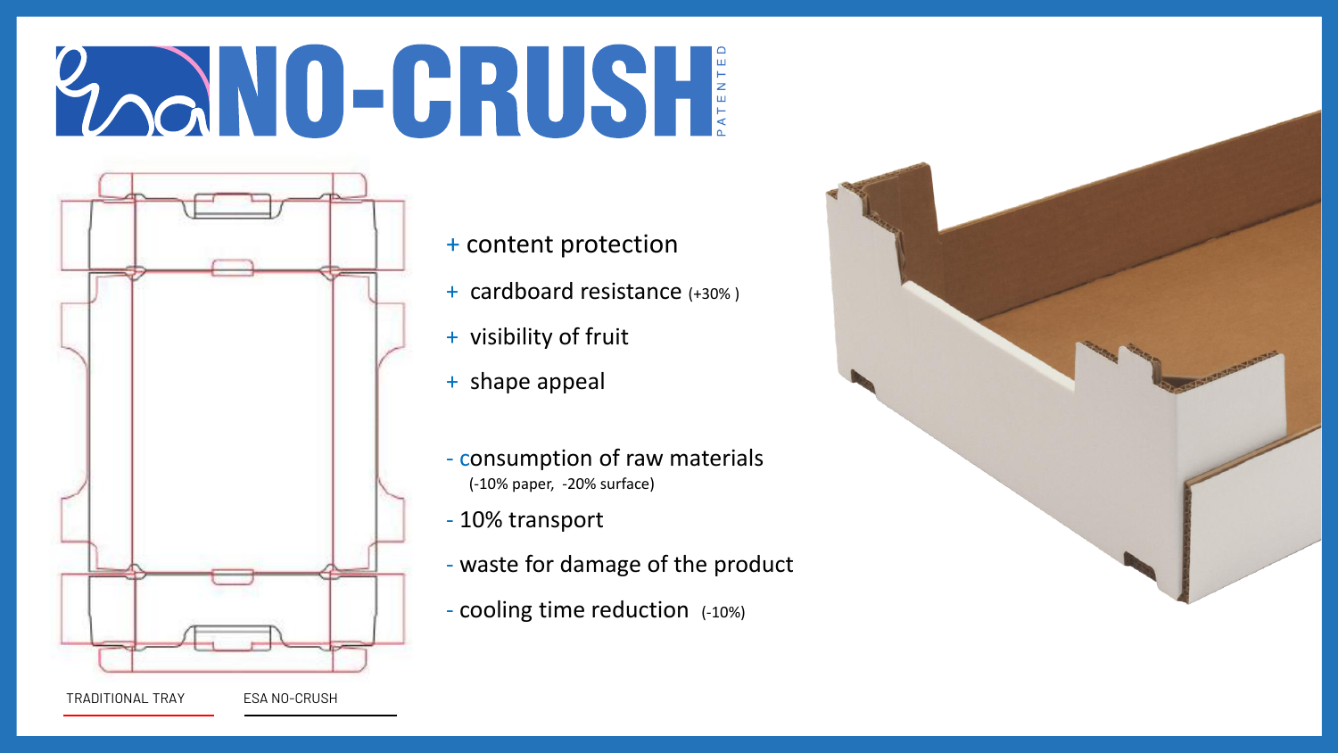# esa NO-CRUSH PATENTED

+ content protection
+ cardboard resistance (+30% )
+ visibility of fruit
+ shape appeal

- consumption of raw materials
  (-10% paper, -20% surface)
- 10% transport
- waste for damage of the product
- cooling time reduction (-10%)

TRADITIONAL TRAY

ESA NO-CRUSH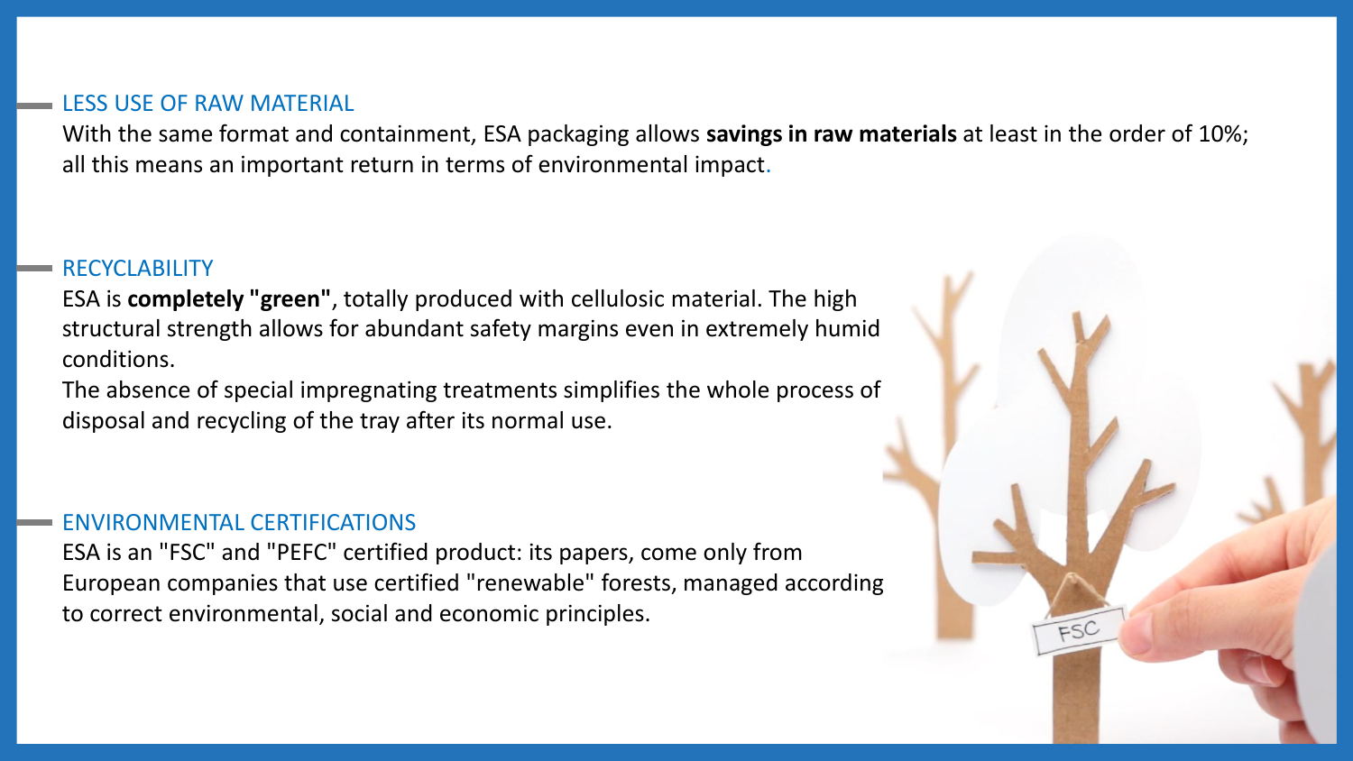## LESS USE OF RAW MATERIAL

With the same format and containment, ESA packaging allows **savings in raw materials** at least in the order of 10%; all this means an important return in terms of environmental impact.

## RECYCLABILITY

ESA is **completely "green"**, totally produced with cellulosic material. The high structural strength allows for abundant safety margins even in extremely humid conditions.

The absence of special impregnating treatments simplifies the whole process of disposal and recycling of the tray after its normal use.

## ENVIRONMENTAL CERTIFICATIONS

ESA is an "FSC" and "PEFC" certified product: its papers, come only from European companies that use certified "renewable" forests, managed according to correct environmental, social and economic principles.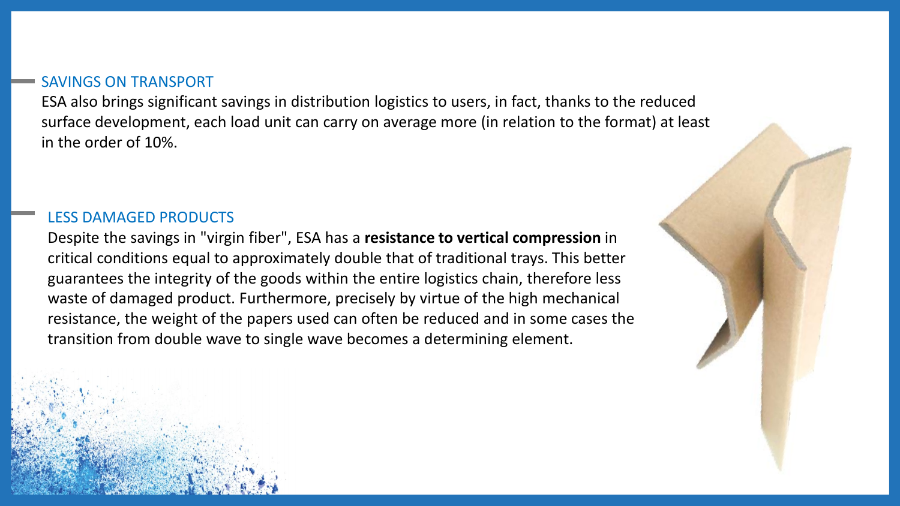## SAVINGS ON TRANSPORT

ESA also brings significant savings in distribution logistics to users, in fact, thanks to the reduced surface development, each load unit can carry on average more (in relation to the format) at least in the order of 10%.

## LESS DAMAGED PRODUCTS

Despite the savings in "virgin fiber", ESA has a **resistance to vertical compression** in critical conditions equal to approximately double that of traditional trays. This better guarantees the integrity of the goods within the entire logistics chain, therefore less waste of damaged product. Furthermore, precisely by virtue of the high mechanical resistance, the weight of the papers used can often be reduced and in some cases the transition from double wave to single wave becomes a determining element.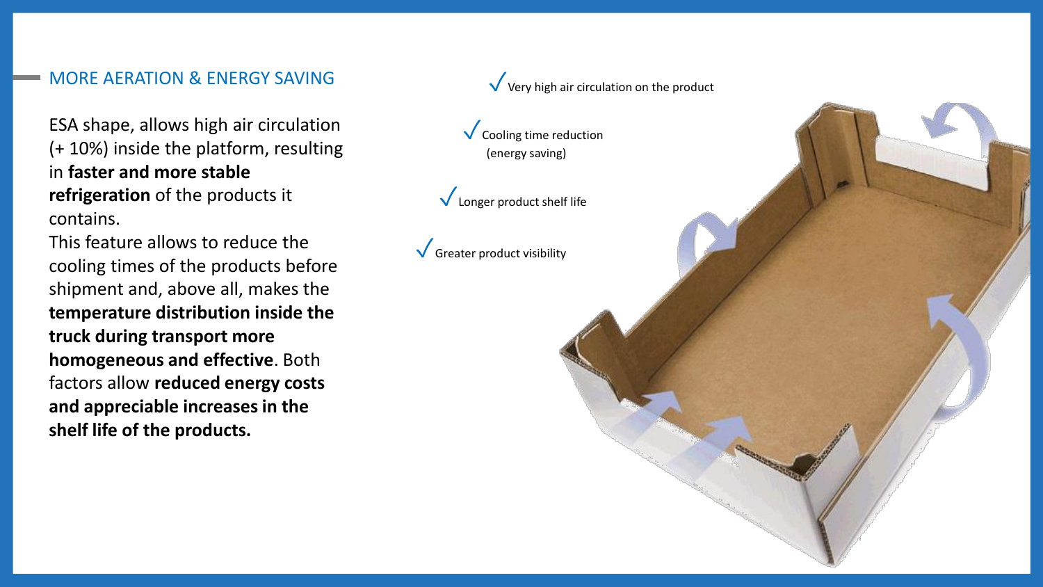## MORE AERATION & ENERGY SAVING

ESA shape, allows high air circulation (+ 10%) inside the platform, resulting in **faster and more stable refrigeration** of the products it contains.

This feature allows to reduce the cooling times of the products before shipment and, above all, makes the **temperature distribution inside the truck during transport more homogeneous and effective**. Both factors allow **reduced energy costs and appreciable increases in the shelf life of the products.**

- ✓ Very high air circulation on the product
- ✓ Cooling time reduction (energy saving)
- ✓ Longer product shelf life
- ✓ Greater product visibility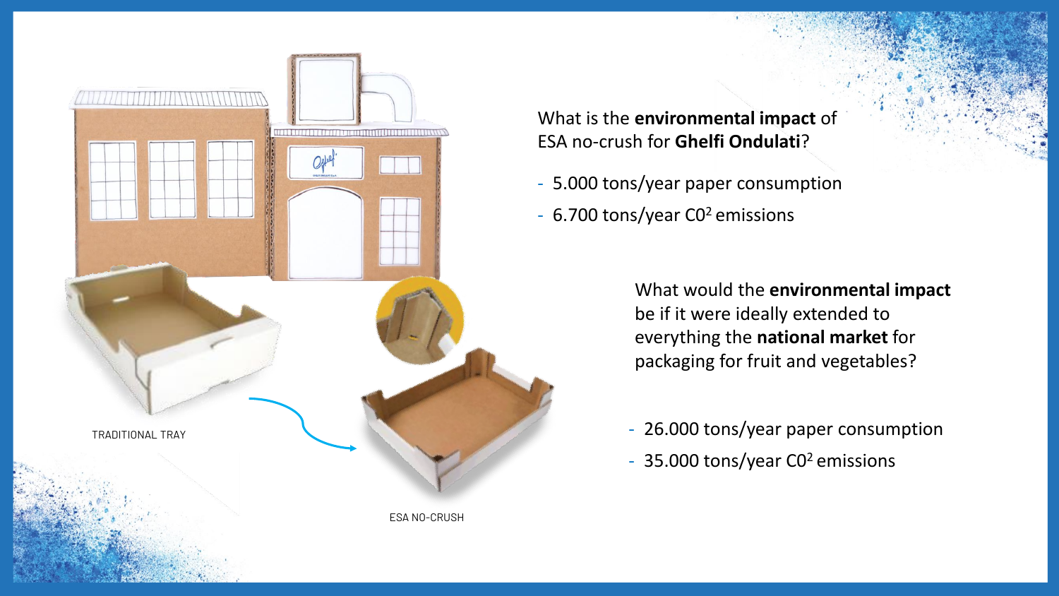TRADITIONAL TRAY

ESA NO-CRUSH

What is the **environmental impact** of ESA no-crush for **Ghelfi Ondulati**?

- 5.000 tons/year paper consumption
- 6.700 tons/year $C0^2$ emissions

What would the **environmental impact** be if it were ideally extended to everything the **national market** for packaging for fruit and vegetables?

- 26.000 tons/year paper consumption
- 35.000 tons/year $C0^2$ emissions